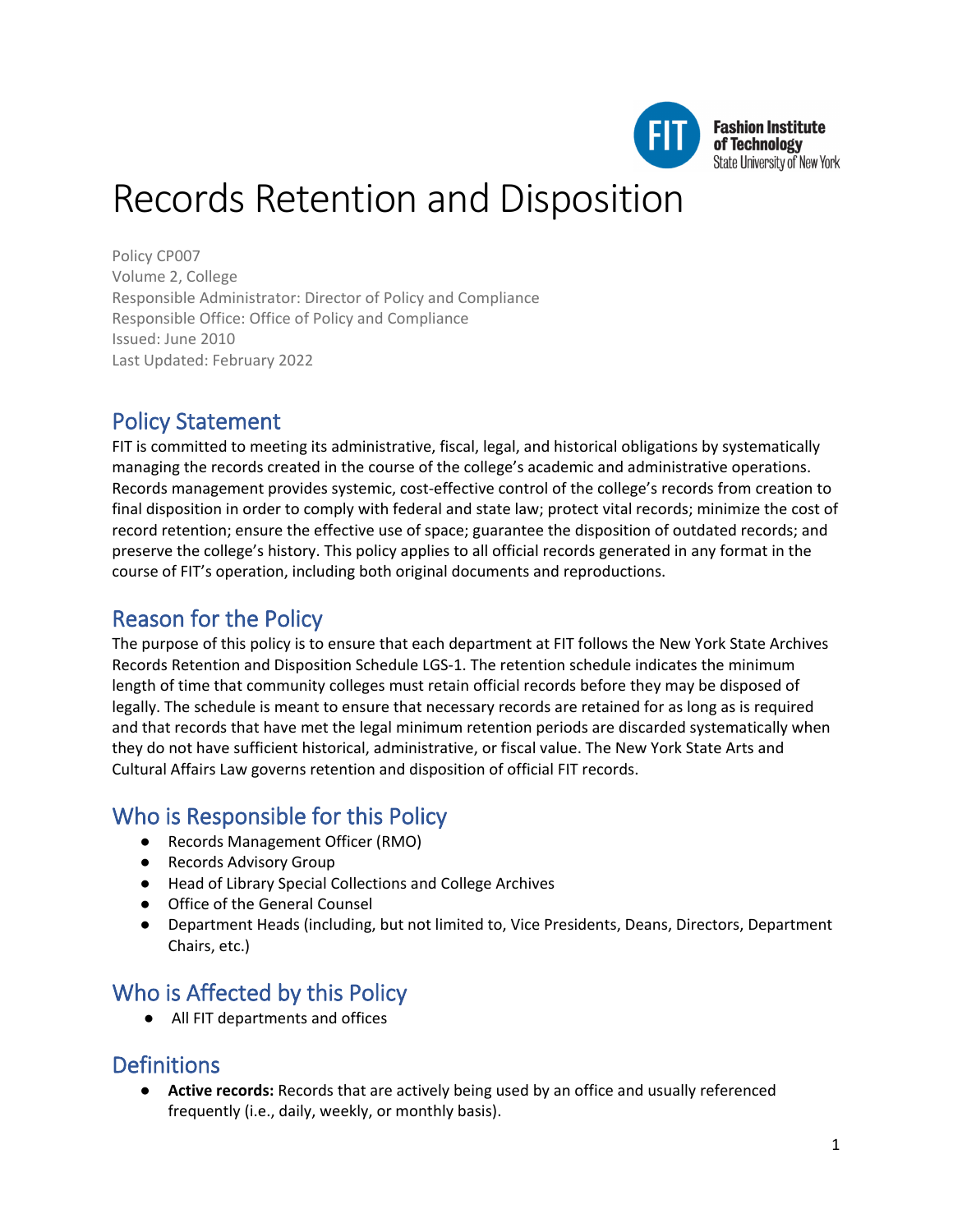# Records Retention and Disposition

Policy CP007
Volume 2, College
Responsible Administrator: Director of Policy and Compliance
Responsible Office: Office of Policy and Compliance
Issued: June 2010
Last Updated: February 2022

## Policy Statement

FIT is committed to meeting its administrative, fiscal, legal, and historical obligations by systematically managing the records created in the course of the college's academic and administrative operations. Records management provides systemic, cost-effective control of the college's records from creation to final disposition in order to comply with federal and state law; protect vital records; minimize the cost of record retention; ensure the effective use of space; guarantee the disposition of outdated records; and preserve the college's history. This policy applies to all official records generated in any format in the course of FIT's operation, including both original documents and reproductions.

## Reason for the Policy

The purpose of this policy is to ensure that each department at FIT follows the New York State Archives Records Retention and Disposition Schedule LGS-1. The retention schedule indicates the minimum length of time that community colleges must retain official records before they may be disposed of legally. The schedule is meant to ensure that necessary records are retained for as long as is required and that records that have met the legal minimum retention periods are discarded systematically when they do not have sufficient historical, administrative, or fiscal value. The New York State Arts and Cultural Affairs Law governs retention and disposition of official FIT records.

## Who is Responsible for this Policy

- Records Management Officer (RMO)
- Records Advisory Group
- Head of Library Special Collections and College Archives
- Office of the General Counsel
- Department Heads (including, but not limited to, Vice Presidents, Deans, Directors, Department Chairs, etc.)

## Who is Affected by this Policy

- All FIT departments and offices

## Definitions

- **Active records:** Records that are actively being used by an office and usually referenced frequently (i.e., daily, weekly, or monthly basis).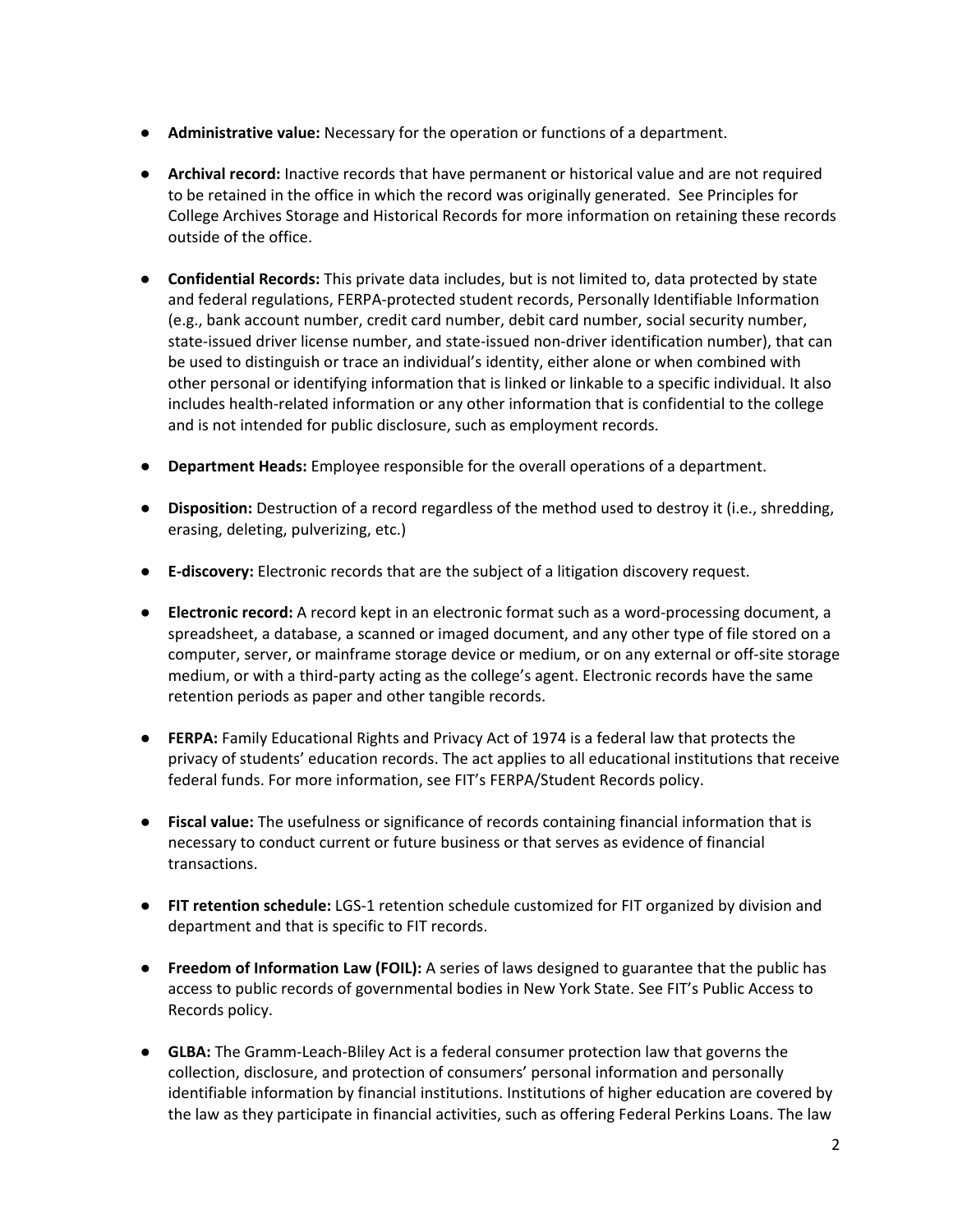- **Administrative value:** Necessary for the operation or functions of a department.

- **Archival record:** Inactive records that have permanent or historical value and are not required to be retained in the office in which the record was originally generated. See Principles for College Archives Storage and Historical Records for more information on retaining these records outside of the office.

- **Confidential Records:** This private data includes, but is not limited to, data protected by state and federal regulations, FERPA-protected student records, Personally Identifiable Information (e.g., bank account number, credit card number, debit card number, social security number, state-issued driver license number, and state-issued non-driver identification number), that can be used to distinguish or trace an individual's identity, either alone or when combined with other personal or identifying information that is linked or linkable to a specific individual. It also includes health-related information or any other information that is confidential to the college and is not intended for public disclosure, such as employment records.

- **Department Heads:** Employee responsible for the overall operations of a department.

- **Disposition:** Destruction of a record regardless of the method used to destroy it (i.e., shredding, erasing, deleting, pulverizing, etc.)

- **E-discovery:** Electronic records that are the subject of a litigation discovery request.

- **Electronic record:** A record kept in an electronic format such as a word-processing document, a spreadsheet, a database, a scanned or imaged document, and any other type of file stored on a computer, server, or mainframe storage device or medium, or on any external or off-site storage medium, or with a third-party acting as the college's agent. Electronic records have the same retention periods as paper and other tangible records.

- **FERPA:** Family Educational Rights and Privacy Act of 1974 is a federal law that protects the privacy of students' education records. The act applies to all educational institutions that receive federal funds. For more information, see FIT's FERPA/Student Records policy.

- **Fiscal value:** The usefulness or significance of records containing financial information that is necessary to conduct current or future business or that serves as evidence of financial transactions.

- **FIT retention schedule:** LGS-1 retention schedule customized for FIT organized by division and department and that is specific to FIT records.

- **Freedom of Information Law (FOIL):** A series of laws designed to guarantee that the public has access to public records of governmental bodies in New York State. See FIT's Public Access to Records policy.

- **GLBA:** The Gramm-Leach-Bliley Act is a federal consumer protection law that governs the collection, disclosure, and protection of consumers' personal information and personally identifiable information by financial institutions. Institutions of higher education are covered by the law as they participate in financial activities, such as offering Federal Perkins Loans. The law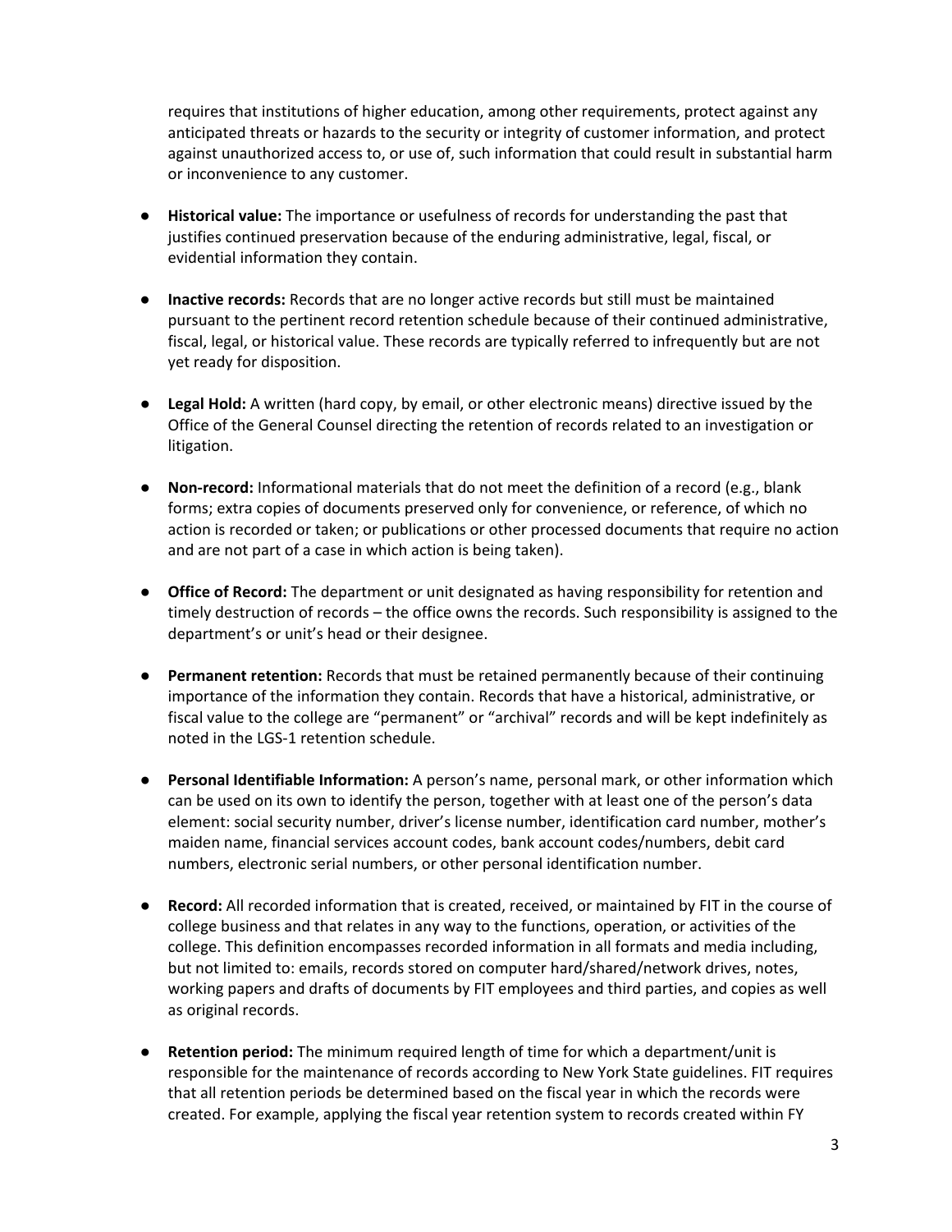requires that institutions of higher education, among other requirements, protect against any anticipated threats or hazards to the security or integrity of customer information, and protect against unauthorized access to, or use of, such information that could result in substantial harm or inconvenience to any customer.

- **Historical value:** The importance or usefulness of records for understanding the past that justifies continued preservation because of the enduring administrative, legal, fiscal, or evidential information they contain.

- **Inactive records:** Records that are no longer active records but still must be maintained pursuant to the pertinent record retention schedule because of their continued administrative, fiscal, legal, or historical value. These records are typically referred to infrequently but are not yet ready for disposition.

- **Legal Hold:** A written (hard copy, by email, or other electronic means) directive issued by the Office of the General Counsel directing the retention of records related to an investigation or litigation.

- **Non-record:** Informational materials that do not meet the definition of a record (e.g., blank forms; extra copies of documents preserved only for convenience, or reference, of which no action is recorded or taken; or publications or other processed documents that require no action and are not part of a case in which action is being taken).

- **Office of Record:** The department or unit designated as having responsibility for retention and timely destruction of records – the office owns the records. Such responsibility is assigned to the department's or unit's head or their designee.

- **Permanent retention:** Records that must be retained permanently because of their continuing importance of the information they contain. Records that have a historical, administrative, or fiscal value to the college are "permanent" or "archival" records and will be kept indefinitely as noted in the LGS-1 retention schedule.

- **Personal Identifiable Information:** A person's name, personal mark, or other information which can be used on its own to identify the person, together with at least one of the person's data element: social security number, driver's license number, identification card number, mother's maiden name, financial services account codes, bank account codes/numbers, debit card numbers, electronic serial numbers, or other personal identification number.

- **Record:** All recorded information that is created, received, or maintained by FIT in the course of college business and that relates in any way to the functions, operation, or activities of the college. This definition encompasses recorded information in all formats and media including, but not limited to: emails, records stored on computer hard/shared/network drives, notes, working papers and drafts of documents by FIT employees and third parties, and copies as well as original records.

- **Retention period:** The minimum required length of time for which a department/unit is responsible for the maintenance of records according to New York State guidelines. FIT requires that all retention periods be determined based on the fiscal year in which the records were created. For example, applying the fiscal year retention system to records created within FY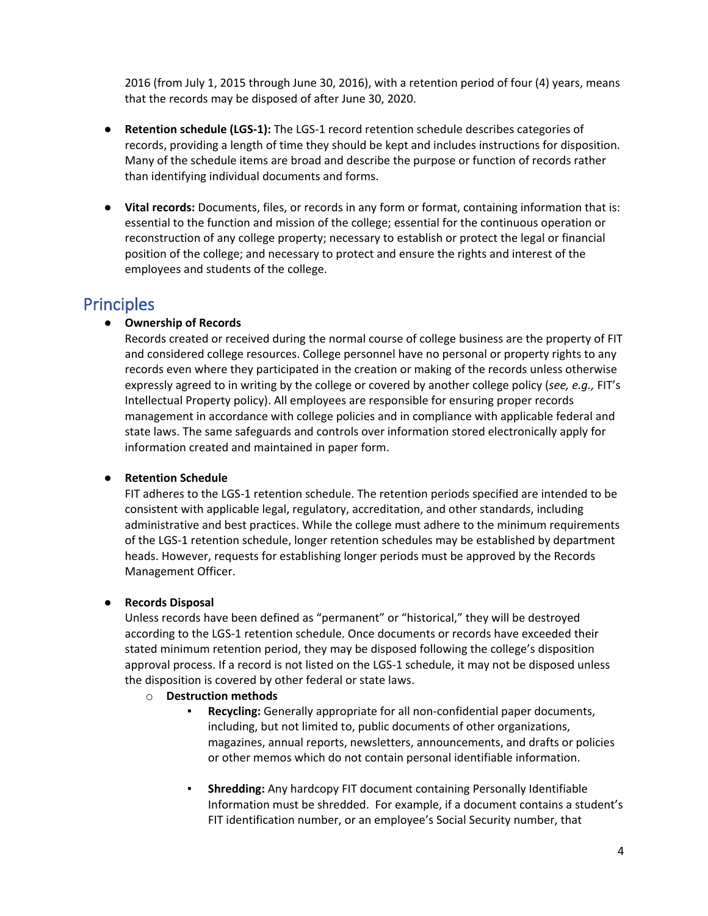2016 (from July 1, 2015 through June 30, 2016), with a retention period of four (4) years, means that the records may be disposed of after June 30, 2020.

- **Retention schedule (LGS-1):** The LGS-1 record retention schedule describes categories of records, providing a length of time they should be kept and includes instructions for disposition. Many of the schedule items are broad and describe the purpose or function of records rather than identifying individual documents and forms.

- **Vital records:** Documents, files, or records in any form or format, containing information that is: essential to the function and mission of the college; essential for the continuous operation or reconstruction of any college property; necessary to establish or protect the legal or financial position of the college; and necessary to protect and ensure the rights and interest of the employees and students of the college.

## Principles

- **Ownership of Records**
  Records created or received during the normal course of college business are the property of FIT and considered college resources. College personnel have no personal or property rights to any records even where they participated in the creation or making of the records unless otherwise expressly agreed to in writing by the college or covered by another college policy (*see, e.g.,* FIT's Intellectual Property policy). All employees are responsible for ensuring proper records management in accordance with college policies and in compliance with applicable federal and state laws. The same safeguards and controls over information stored electronically apply for information created and maintained in paper form.

- **Retention Schedule**
  FIT adheres to the LGS-1 retention schedule. The retention periods specified are intended to be consistent with applicable legal, regulatory, accreditation, and other standards, including administrative and best practices. While the college must adhere to the minimum requirements of the LGS-1 retention schedule, longer retention schedules may be established by department heads. However, requests for establishing longer periods must be approved by the Records Management Officer.

- **Records Disposal**
  Unless records have been defined as "permanent" or "historical," they will be destroyed according to the LGS-1 retention schedule. Once documents or records have exceeded their stated minimum retention period, they may be disposed following the college's disposition approval process. If a record is not listed on the LGS-1 schedule, it may not be disposed unless the disposition is covered by other federal or state laws.
  - **Destruction methods**
    - **Recycling:** Generally appropriate for all non-confidential paper documents, including, but not limited to, public documents of other organizations, magazines, annual reports, newsletters, announcements, and drafts or policies or other memos which do not contain personal identifiable information.
    - **Shredding:** Any hardcopy FIT document containing Personally Identifiable Information must be shredded. For example, if a document contains a student's FIT identification number, or an employee's Social Security number, that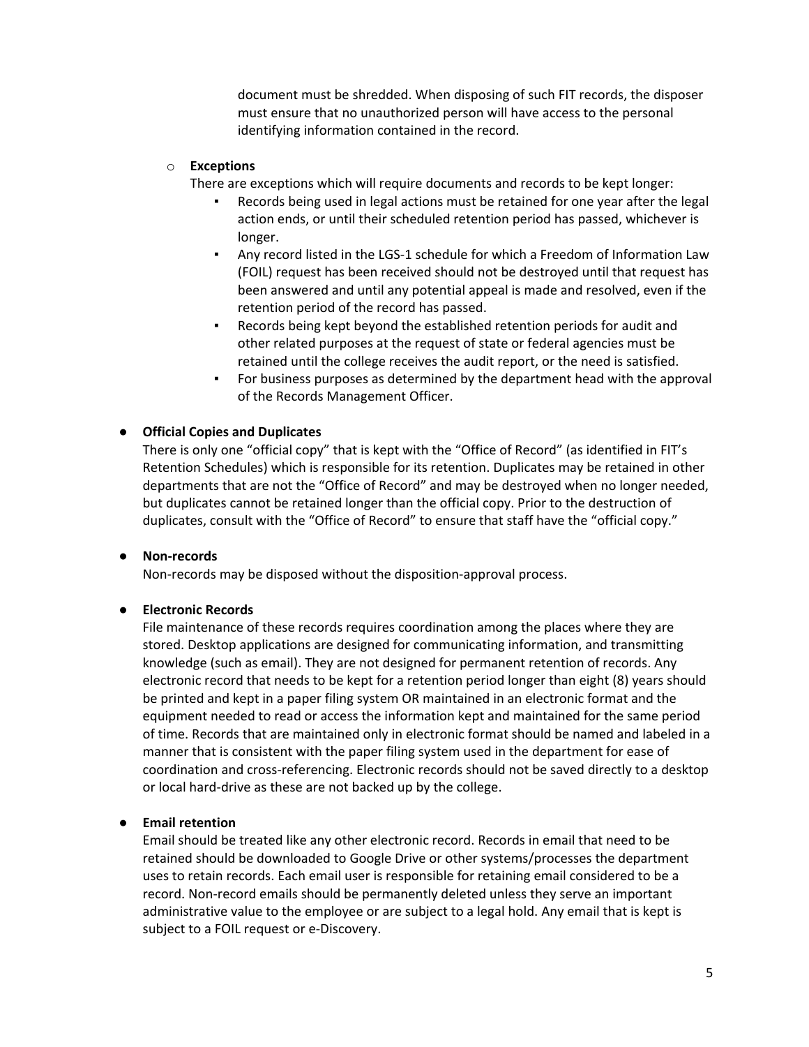document must be shredded. When disposing of such FIT records, the disposer must ensure that no unauthorized person will have access to the personal identifying information contained in the record.

- **Exceptions**

  There are exceptions which will require documents and records to be kept longer:

  - Records being used in legal actions must be retained for one year after the legal action ends, or until their scheduled retention period has passed, whichever is longer.
  - Any record listed in the LGS-1 schedule for which a Freedom of Information Law (FOIL) request has been received should not be destroyed until that request has been answered and until any potential appeal is made and resolved, even if the retention period of the record has passed.
  - Records being kept beyond the established retention periods for audit and other related purposes at the request of state or federal agencies must be retained until the college receives the audit report, or the need is satisfied.
  - For business purposes as determined by the department head with the approval of the Records Management Officer.

- **Official Copies and Duplicates**

  There is only one "official copy" that is kept with the "Office of Record" (as identified in FIT's Retention Schedules) which is responsible for its retention. Duplicates may be retained in other departments that are not the "Office of Record" and may be destroyed when no longer needed, but duplicates cannot be retained longer than the official copy. Prior to the destruction of duplicates, consult with the "Office of Record" to ensure that staff have the "official copy."

- **Non-records**

  Non-records may be disposed without the disposition-approval process.

- **Electronic Records**

  File maintenance of these records requires coordination among the places where they are stored. Desktop applications are designed for communicating information, and transmitting knowledge (such as email). They are not designed for permanent retention of records. Any electronic record that needs to be kept for a retention period longer than eight (8) years should be printed and kept in a paper filing system OR maintained in an electronic format and the equipment needed to read or access the information kept and maintained for the same period of time. Records that are maintained only in electronic format should be named and labeled in a manner that is consistent with the paper filing system used in the department for ease of coordination and cross-referencing. Electronic records should not be saved directly to a desktop or local hard-drive as these are not backed up by the college.

- **Email retention**

  Email should be treated like any other electronic record. Records in email that need to be retained should be downloaded to Google Drive or other systems/processes the department uses to retain records. Each email user is responsible for retaining email considered to be a record. Non-record emails should be permanently deleted unless they serve an important administrative value to the employee or are subject to a legal hold. Any email that is kept is subject to a FOIL request or e-Discovery.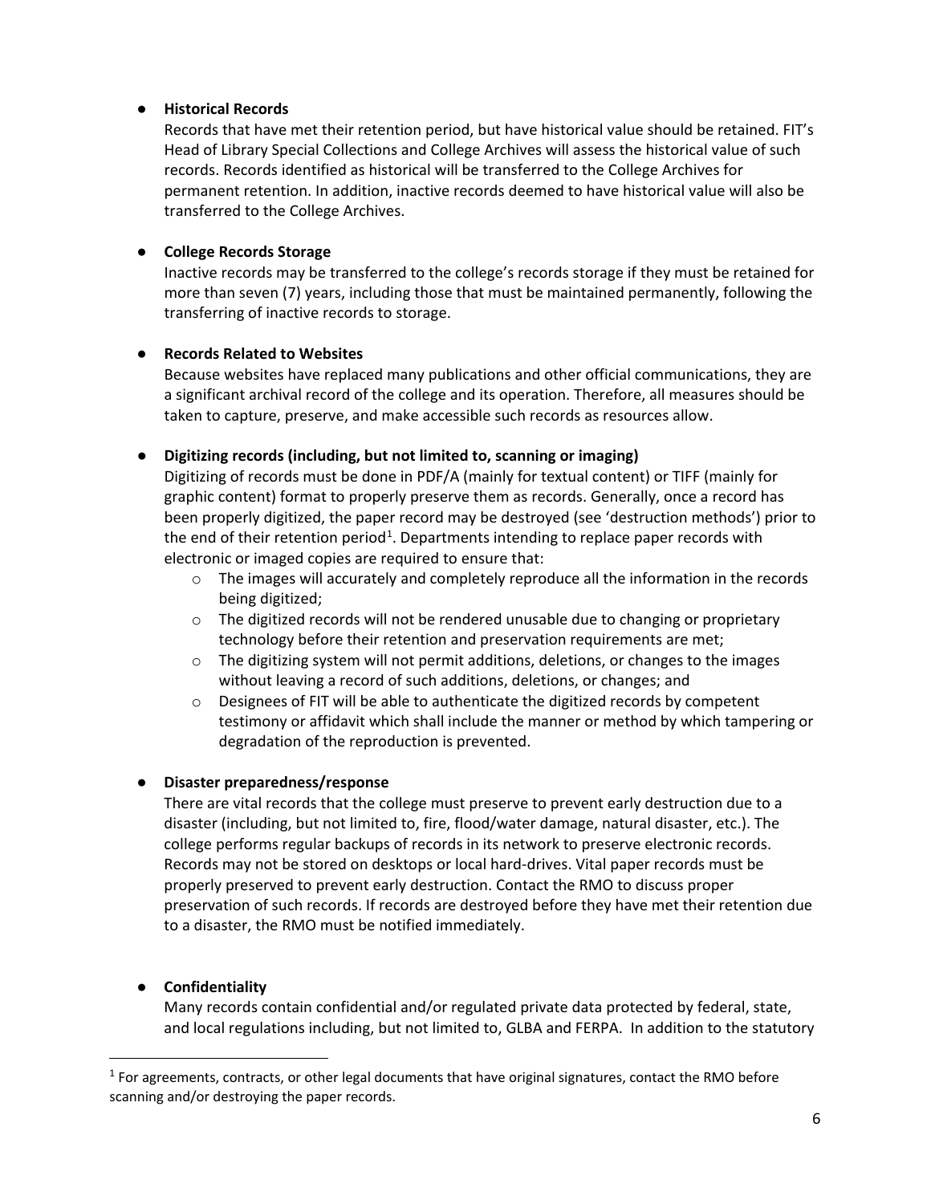- **Historical Records**
  Records that have met their retention period, but have historical value should be retained. FIT's Head of Library Special Collections and College Archives will assess the historical value of such records. Records identified as historical will be transferred to the College Archives for permanent retention. In addition, inactive records deemed to have historical value will also be transferred to the College Archives.

- **College Records Storage**
  Inactive records may be transferred to the college's records storage if they must be retained for more than seven (7) years, including those that must be maintained permanently, following the transferring of inactive records to storage.

- **Records Related to Websites**
  Because websites have replaced many publications and other official communications, they are a significant archival record of the college and its operation. Therefore, all measures should be taken to capture, preserve, and make accessible such records as resources allow.

- **Digitizing records (including, but not limited to, scanning or imaging)**
  Digitizing of records must be done in PDF/A (mainly for textual content) or TIFF (mainly for graphic content) format to properly preserve them as records. Generally, once a record has been properly digitized, the paper record may be destroyed (see 'destruction methods') prior to the end of their retention period[1]. Departments intending to replace paper records with electronic or imaged copies are required to ensure that:
  - The images will accurately and completely reproduce all the information in the records being digitized;
  - The digitized records will not be rendered unusable due to changing or proprietary technology before their retention and preservation requirements are met;
  - The digitizing system will not permit additions, deletions, or changes to the images without leaving a record of such additions, deletions, or changes; and
  - Designees of FIT will be able to authenticate the digitized records by competent testimony or affidavit which shall include the manner or method by which tampering or degradation of the reproduction is prevented.

- **Disaster preparedness/response**
  There are vital records that the college must preserve to prevent early destruction due to a disaster (including, but not limited to, fire, flood/water damage, natural disaster, etc.). The college performs regular backups of records in its network to preserve electronic records. Records may not be stored on desktops or local hard-drives. Vital paper records must be properly preserved to prevent early destruction. Contact the RMO to discuss proper preservation of such records. If records are destroyed before they have met their retention due to a disaster, the RMO must be notified immediately.

- **Confidentiality**
  Many records contain confidential and/or regulated private data protected by federal, state, and local regulations including, but not limited to, GLBA and FERPA. In addition to the statutory

[1] For agreements, contracts, or other legal documents that have original signatures, contact the RMO before scanning and/or destroying the paper records.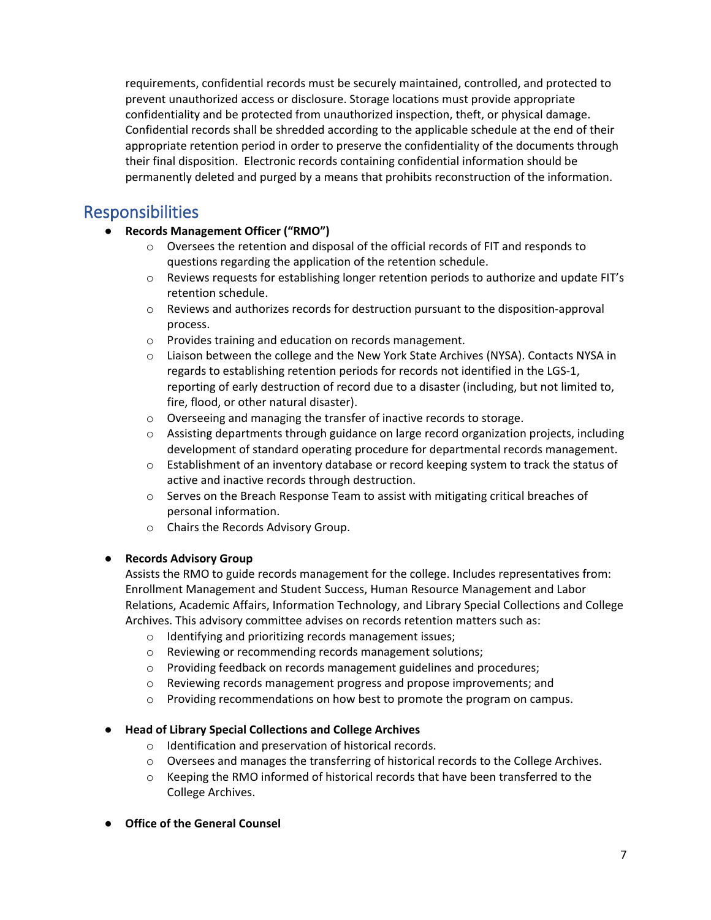requirements, confidential records must be securely maintained, controlled, and protected to prevent unauthorized access or disclosure. Storage locations must provide appropriate confidentiality and be protected from unauthorized inspection, theft, or physical damage. Confidential records shall be shredded according to the applicable schedule at the end of their appropriate retention period in order to preserve the confidentiality of the documents through their final disposition. Electronic records containing confidential information should be permanently deleted and purged by a means that prohibits reconstruction of the information.

## Responsibilities

- **Records Management Officer ("RMO")**
    - Oversees the retention and disposal of the official records of FIT and responds to questions regarding the application of the retention schedule.
    - Reviews requests for establishing longer retention periods to authorize and update FIT's retention schedule.
    - Reviews and authorizes records for destruction pursuant to the disposition-approval process.
    - Provides training and education on records management.
    - Liaison between the college and the New York State Archives (NYSA). Contacts NYSA in regards to establishing retention periods for records not identified in the LGS-1, reporting of early destruction of record due to a disaster (including, but not limited to, fire, flood, or other natural disaster).
    - Overseeing and managing the transfer of inactive records to storage.
    - Assisting departments through guidance on large record organization projects, including development of standard operating procedure for departmental records management.
    - Establishment of an inventory database or record keeping system to track the status of active and inactive records through destruction.
    - Serves on the Breach Response Team to assist with mitigating critical breaches of personal information.
    - Chairs the Records Advisory Group.

- **Records Advisory Group**
  Assists the RMO to guide records management for the college. Includes representatives from: Enrollment Management and Student Success, Human Resource Management and Labor Relations, Academic Affairs, Information Technology, and Library Special Collections and College Archives. This advisory committee advises on records retention matters such as:
    - Identifying and prioritizing records management issues;
    - Reviewing or recommending records management solutions;
    - Providing feedback on records management guidelines and procedures;
    - Reviewing records management progress and propose improvements; and
    - Providing recommendations on how best to promote the program on campus.

- **Head of Library Special Collections and College Archives**
    - Identification and preservation of historical records.
    - Oversees and manages the transferring of historical records to the College Archives.
    - Keeping the RMO informed of historical records that have been transferred to the College Archives.

- **Office of the General Counsel**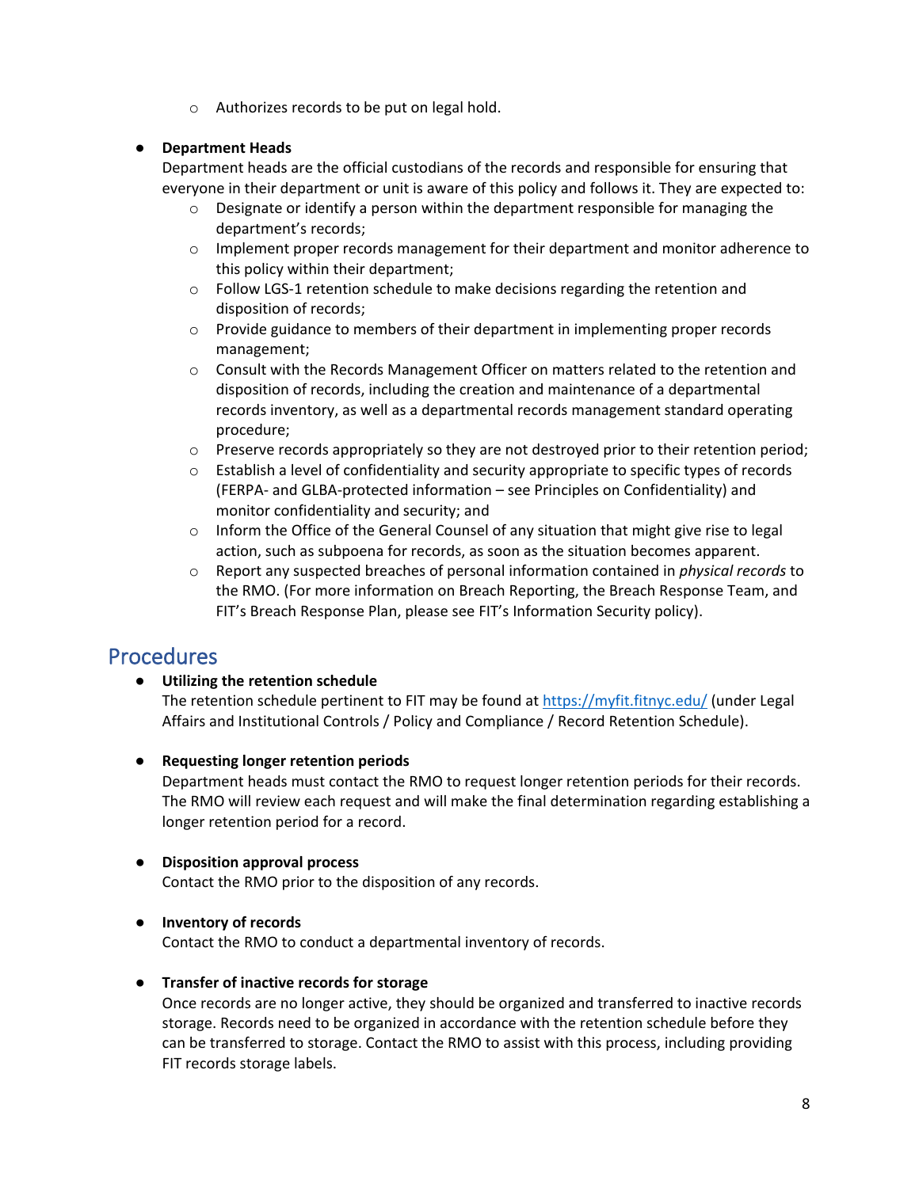- Authorizes records to be put on legal hold.

- **Department Heads**
  Department heads are the official custodians of the records and responsible for ensuring that everyone in their department or unit is aware of this policy and follows it. They are expected to:
  - Designate or identify a person within the department responsible for managing the department's records;
  - Implement proper records management for their department and monitor adherence to this policy within their department;
  - Follow LGS-1 retention schedule to make decisions regarding the retention and disposition of records;
  - Provide guidance to members of their department in implementing proper records management;
  - Consult with the Records Management Officer on matters related to the retention and disposition of records, including the creation and maintenance of a departmental records inventory, as well as a departmental records management standard operating procedure;
  - Preserve records appropriately so they are not destroyed prior to their retention period;
  - Establish a level of confidentiality and security appropriate to specific types of records (FERPA- and GLBA-protected information – see Principles on Confidentiality) and monitor confidentiality and security; and
  - Inform the Office of the General Counsel of any situation that might give rise to legal action, such as subpoena for records, as soon as the situation becomes apparent.
  - Report any suspected breaches of personal information contained in *physical records* to the RMO. (For more information on Breach Reporting, the Breach Response Team, and FIT's Breach Response Plan, please see FIT's Information Security policy).

## Procedures

- **Utilizing the retention schedule**
  The retention schedule pertinent to FIT may be found at [https://myfit.fitnyc.edu/](https://myfit.fitnyc.edu/) (under Legal Affairs and Institutional Controls / Policy and Compliance / Record Retention Schedule).

- **Requesting longer retention periods**
  Department heads must contact the RMO to request longer retention periods for their records. The RMO will review each request and will make the final determination regarding establishing a longer retention period for a record.

- **Disposition approval process**
  Contact the RMO prior to the disposition of any records.

- **Inventory of records**
  Contact the RMO to conduct a departmental inventory of records.

- **Transfer of inactive records for storage**
  Once records are no longer active, they should be organized and transferred to inactive records storage. Records need to be organized in accordance with the retention schedule before they can be transferred to storage. Contact the RMO to assist with this process, including providing FIT records storage labels.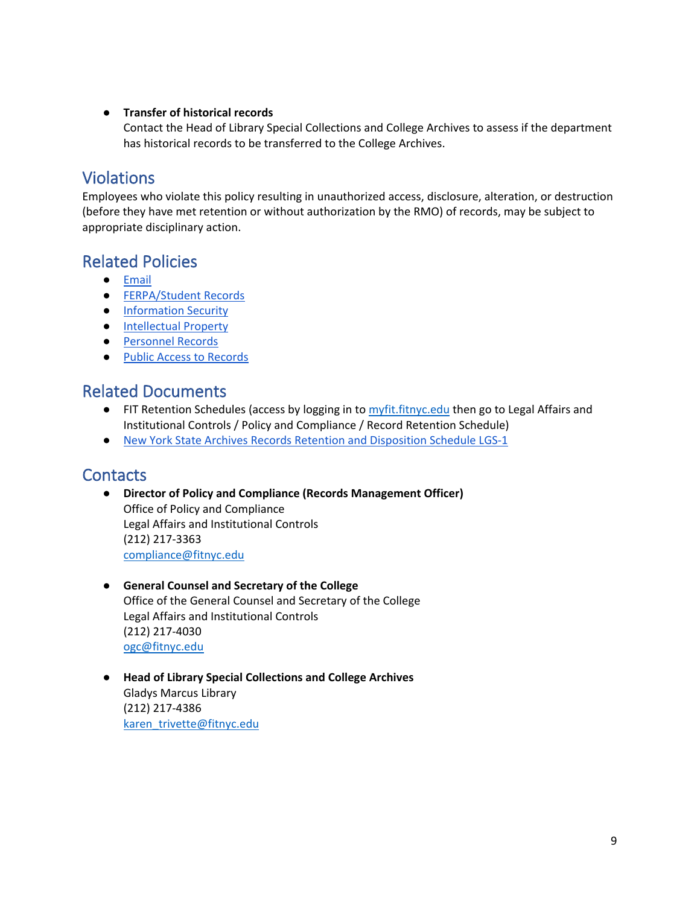- **Transfer of historical records**
  Contact the Head of Library Special Collections and College Archives to assess if the department has historical records to be transferred to the College Archives.

## Violations

Employees who violate this policy resulting in unauthorized access, disclosure, alteration, or destruction (before they have met retention or without authorization by the RMO) of records, may be subject to appropriate disciplinary action.

## Related Policies

- Email
- FERPA/Student Records
- Information Security
- Intellectual Property
- Personnel Records
- Public Access to Records

## Related Documents

- FIT Retention Schedules (access by logging in to myfit.fitnyc.edu then go to Legal Affairs and Institutional Controls / Policy and Compliance / Record Retention Schedule)
- New York State Archives Records Retention and Disposition Schedule LGS-1

## Contacts

- **Director of Policy and Compliance (Records Management Officer)**
  Office of Policy and Compliance
  Legal Affairs and Institutional Controls
  (212) 217-3363
  compliance@fitnyc.edu

- **General Counsel and Secretary of the College**
  Office of the General Counsel and Secretary of the College
  Legal Affairs and Institutional Controls
  (212) 217-4030
  ogc@fitnyc.edu

- **Head of Library Special Collections and College Archives**
  Gladys Marcus Library
  (212) 217-4386
  karen_trivette@fitnyc.edu